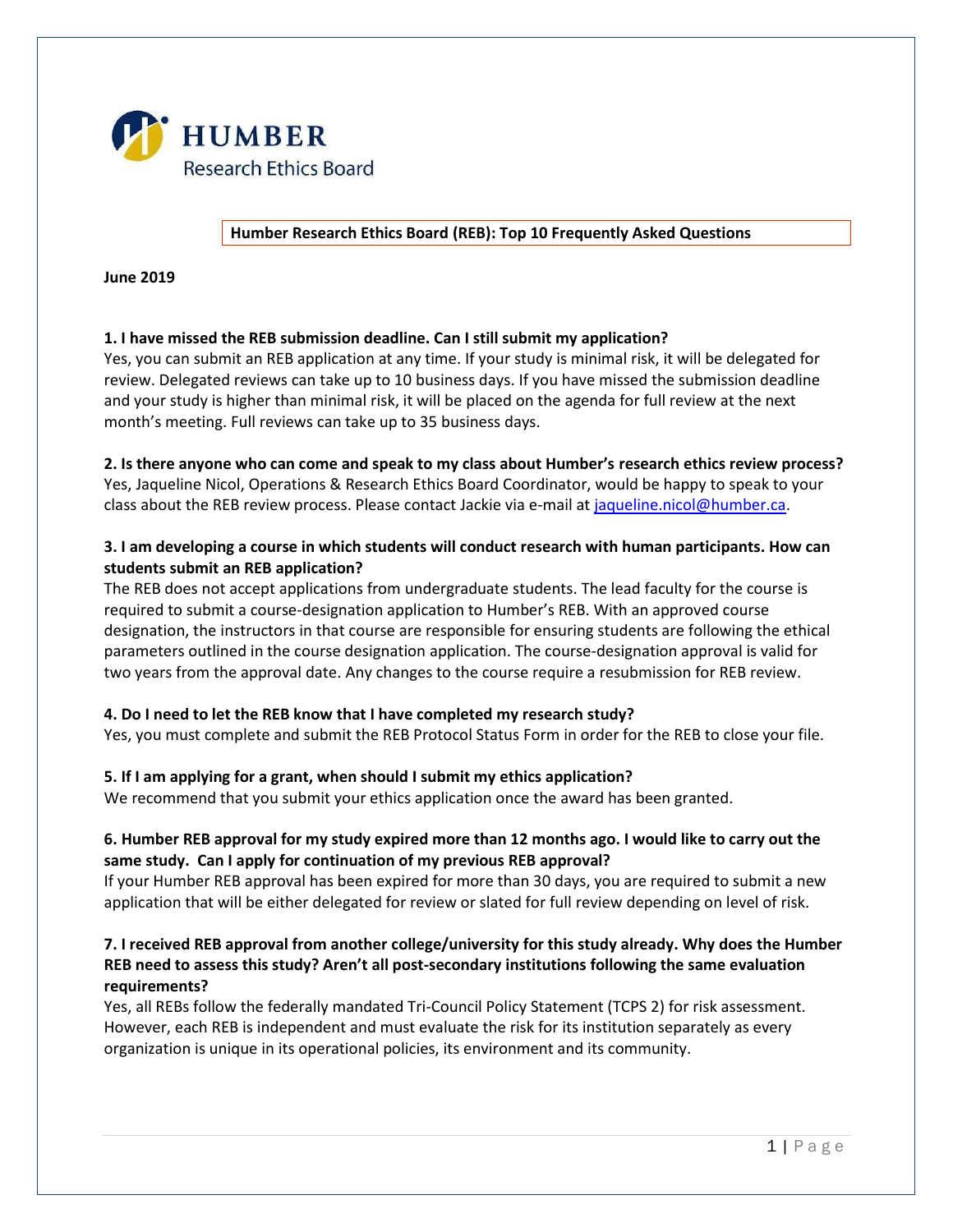**HUMBER**
Research Ethics Board

# Humber Research Ethics Board (REB): Top 10 Frequently Asked Questions

**June 2019**

**1. I have missed the REB submission deadline. Can I still submit my application?**
Yes, you can submit an REB application at any time. If your study is minimal risk, it will be delegated for review. Delegated reviews can take up to 10 business days. If you have missed the submission deadline and your study is higher than minimal risk, it will be placed on the agenda for full review at the next month's meeting. Full reviews can take up to 35 business days.

**2. Is there anyone who can come and speak to my class about Humber's research ethics review process?**
Yes, Jaqueline Nicol, Operations & Research Ethics Board Coordinator, would be happy to speak to your class about the REB review process. Please contact Jackie via e-mail at jaqueline.nicol@humber.ca.

**3. I am developing a course in which students will conduct research with human participants. How can students submit an REB application?**
The REB does not accept applications from undergraduate students. The lead faculty for the course is required to submit a course-designation application to Humber's REB. With an approved course designation, the instructors in that course are responsible for ensuring students are following the ethical parameters outlined in the course designation application. The course-designation approval is valid for two years from the approval date. Any changes to the course require a resubmission for REB review.

**4. Do I need to let the REB know that I have completed my research study?**
Yes, you must complete and submit the REB Protocol Status Form in order for the REB to close your file.

**5. If I am applying for a grant, when should I submit my ethics application?**
We recommend that you submit your ethics application once the award has been granted.

**6. Humber REB approval for my study expired more than 12 months ago. I would like to carry out the same study. Can I apply for continuation of my previous REB approval?**
If your Humber REB approval has been expired for more than 30 days, you are required to submit a new application that will be either delegated for review or slated for full review depending on level of risk.

**7. I received REB approval from another college/university for this study already. Why does the Humber REB need to assess this study? Aren't all post-secondary institutions following the same evaluation requirements?**
Yes, all REBs follow the federally mandated Tri-Council Policy Statement (TCPS 2) for risk assessment. However, each REB is independent and must evaluate the risk for its institution separately as every organization is unique in its operational policies, its environment and its community.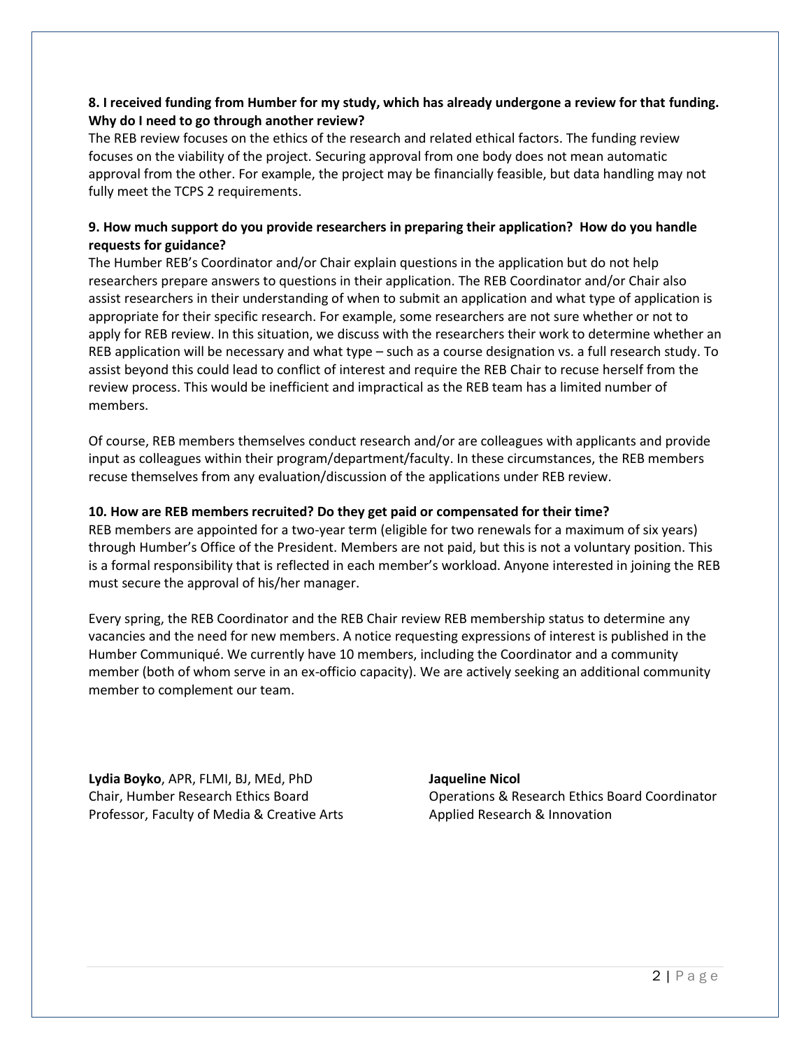**8. I received funding from Humber for my study, which has already undergone a review for that funding. Why do I need to go through another review?**

The REB review focuses on the ethics of the research and related ethical factors. The funding review focuses on the viability of the project. Securing approval from one body does not mean automatic approval from the other. For example, the project may be financially feasible, but data handling may not fully meet the TCPS 2 requirements.

**9. How much support do you provide researchers in preparing their application? How do you handle requests for guidance?**

The Humber REB's Coordinator and/or Chair explain questions in the application but do not help researchers prepare answers to questions in their application. The REB Coordinator and/or Chair also assist researchers in their understanding of when to submit an application and what type of application is appropriate for their specific research. For example, some researchers are not sure whether or not to apply for REB review. In this situation, we discuss with the researchers their work to determine whether an REB application will be necessary and what type – such as a course designation vs. a full research study. To assist beyond this could lead to conflict of interest and require the REB Chair to recuse herself from the review process. This would be inefficient and impractical as the REB team has a limited number of members.

Of course, REB members themselves conduct research and/or are colleagues with applicants and provide input as colleagues within their program/department/faculty. In these circumstances, the REB members recuse themselves from any evaluation/discussion of the applications under REB review.

**10. How are REB members recruited? Do they get paid or compensated for their time?**

REB members are appointed for a two-year term (eligible for two renewals for a maximum of six years) through Humber's Office of the President. Members are not paid, but this is not a voluntary position. This is a formal responsibility that is reflected in each member's workload. Anyone interested in joining the REB must secure the approval of his/her manager.

Every spring, the REB Coordinator and the REB Chair review REB membership status to determine any vacancies and the need for new members. A notice requesting expressions of interest is published in the Humber Communiqué. We currently have 10 members, including the Coordinator and a community member (both of whom serve in an ex-officio capacity). We are actively seeking an additional community member to complement our team.

**Lydia Boyko**, APR, FLMI, BJ, MEd, PhD
Chair, Humber Research Ethics Board
Professor, Faculty of Media & Creative Arts

**Jaqueline Nicol**
Operations & Research Ethics Board Coordinator
Applied Research & Innovation